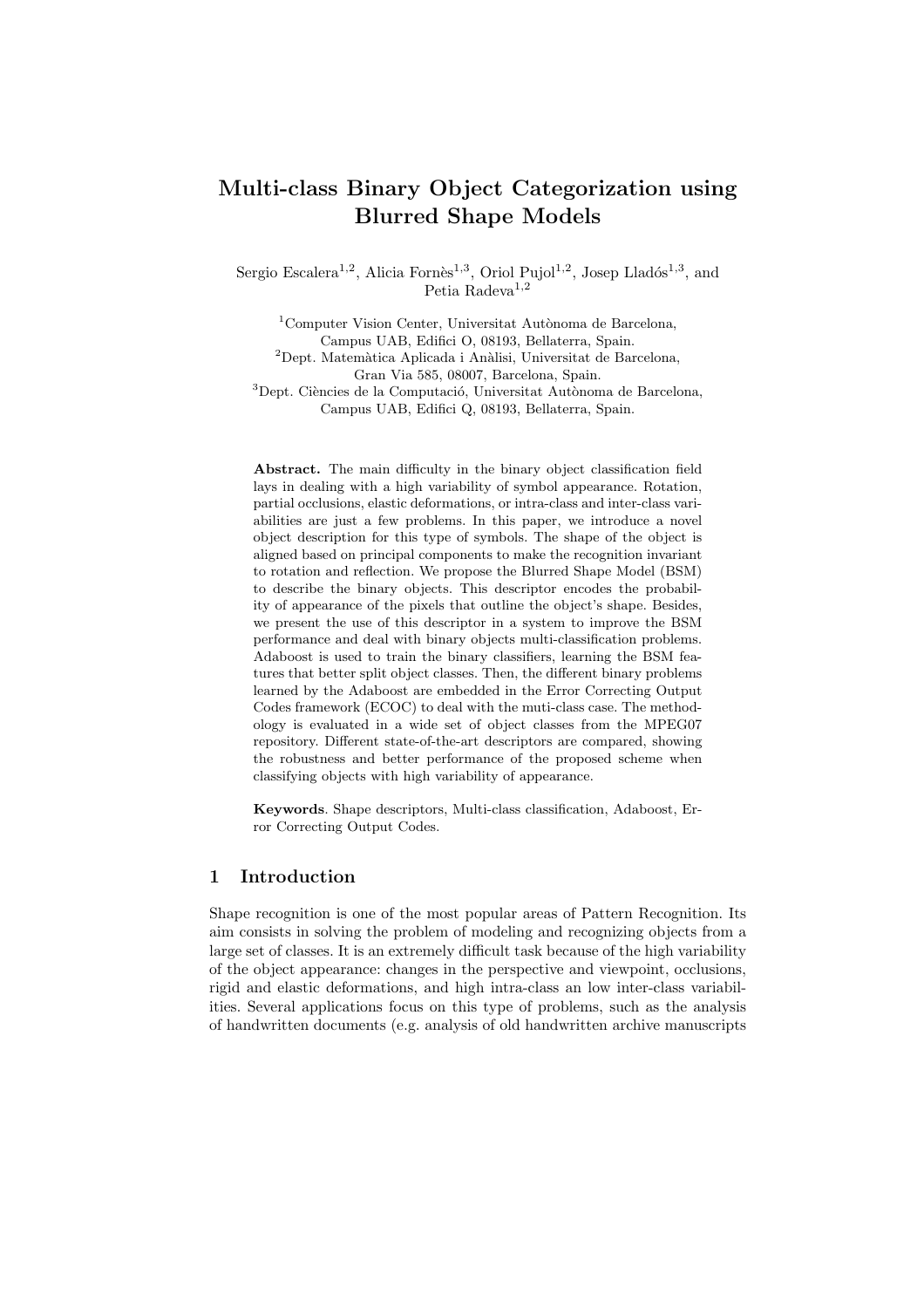# Multi-class Binary Object Categorization using Blurred Shape Models

Sergio Escalera[1,2], Alicia Fornès[1,3], Oriol Pujol[1,2], Josep Lladós[1,3], and Petia Radeva[1,2]

[1]Computer Vision Center, Universitat Autònoma de Barcelona, Campus UAB, Edifici O, 08193, Bellaterra, Spain.
[2]Dept. Matemàtica Aplicada i Anàlisi, Universitat de Barcelona, Gran Via 585, 08007, Barcelona, Spain.
[3]Dept. Ciències de la Computació, Universitat Autònoma de Barcelona, Campus UAB, Edifici Q, 08193, Bellaterra, Spain.

**Abstract.** The main difficulty in the binary object classification field lays in dealing with a high variability of symbol appearance. Rotation, partial occlusions, elastic deformations, or intra-class and inter-class variabilities are just a few problems. In this paper, we introduce a novel object description for this type of symbols. The shape of the object is aligned based on principal components to make the recognition invariant to rotation and reflection. We propose the Blurred Shape Model (BSM) to describe the binary objects. This descriptor encodes the probability of appearance of the pixels that outline the object's shape. Besides, we present the use of this descriptor in a system to improve the BSM performance and deal with binary objects multi-classification problems. Adaboost is used to train the binary classifiers, learning the BSM features that better split object classes. Then, the different binary problems learned by the Adaboost are embedded in the Error Correcting Output Codes framework (ECOC) to deal with the muti-class case. The methodology is evaluated in a wide set of object classes from the MPEG07 repository. Different state-of-the-art descriptors are compared, showing the robustness and better performance of the proposed scheme when classifying objects with high variability of appearance.

**Keywords**. Shape descriptors, Multi-class classification, Adaboost, Error Correcting Output Codes.

## 1 Introduction

Shape recognition is one of the most popular areas of Pattern Recognition. Its aim consists in solving the problem of modeling and recognizing objects from a large set of classes. It is an extremely difficult task because of the high variability of the object appearance: changes in the perspective and viewpoint, occlusions, rigid and elastic deformations, and high intra-class an low inter-class variabilities. Several applications focus on this type of problems, such as the analysis of handwritten documents (e.g. analysis of old handwritten archive manuscripts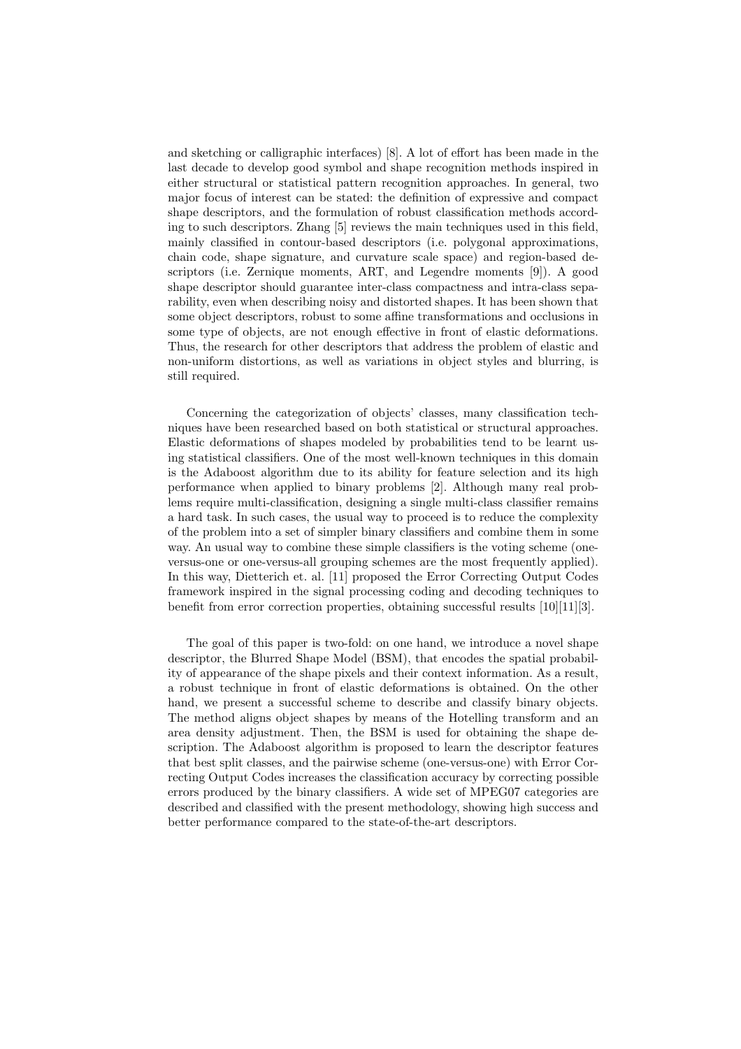and sketching or calligraphic interfaces) [8]. A lot of effort has been made in the last decade to develop good symbol and shape recognition methods inspired in either structural or statistical pattern recognition approaches. In general, two major focus of interest can be stated: the definition of expressive and compact shape descriptors, and the formulation of robust classification methods according to such descriptors. Zhang [5] reviews the main techniques used in this field, mainly classified in contour-based descriptors (i.e. polygonal approximations, chain code, shape signature, and curvature scale space) and region-based descriptors (i.e. Zernique moments, ART, and Legendre moments [9]). A good shape descriptor should guarantee inter-class compactness and intra-class separability, even when describing noisy and distorted shapes. It has been shown that some object descriptors, robust to some affine transformations and occlusions in some type of objects, are not enough effective in front of elastic deformations. Thus, the research for other descriptors that address the problem of elastic and non-uniform distortions, as well as variations in object styles and blurring, is still required.

Concerning the categorization of objects' classes, many classification techniques have been researched based on both statistical or structural approaches. Elastic deformations of shapes modeled by probabilities tend to be learnt using statistical classifiers. One of the most well-known techniques in this domain is the Adaboost algorithm due to its ability for feature selection and its high performance when applied to binary problems [2]. Although many real problems require multi-classification, designing a single multi-class classifier remains a hard task. In such cases, the usual way to proceed is to reduce the complexity of the problem into a set of simpler binary classifiers and combine them in some way. An usual way to combine these simple classifiers is the voting scheme (one-versus-one or one-versus-all grouping schemes are the most frequently applied). In this way, Dietterich et. al. [11] proposed the Error Correcting Output Codes framework inspired in the signal processing coding and decoding techniques to benefit from error correction properties, obtaining successful results [10][11][3].

The goal of this paper is two-fold: on one hand, we introduce a novel shape descriptor, the Blurred Shape Model (BSM), that encodes the spatial probability of appearance of the shape pixels and their context information. As a result, a robust technique in front of elastic deformations is obtained. On the other hand, we present a successful scheme to describe and classify binary objects. The method aligns object shapes by means of the Hotelling transform and an area density adjustment. Then, the BSM is used for obtaining the shape description. The Adaboost algorithm is proposed to learn the descriptor features that best split classes, and the pairwise scheme (one-versus-one) with Error Correcting Output Codes increases the classification accuracy by correcting possible errors produced by the binary classifiers. A wide set of MPEG07 categories are described and classified with the present methodology, showing high success and better performance compared to the state-of-the-art descriptors.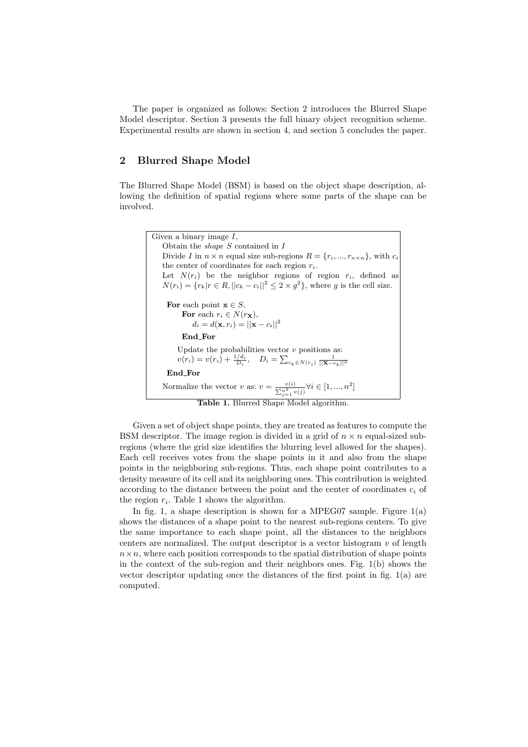The paper is organized as follows: Section 2 introduces the Blurred Shape Model descriptor. Section 3 presents the full binary object recognition scheme. Experimental results are shown in section 4, and section 5 concludes the paper.

## 2 Blurred Shape Model

The Blurred Shape Model (BSM) is based on the object shape description, allowing the definition of spatial regions where some parts of the shape can be involved.

```
Given a binary image I,
    Obtain the shape S contained in I
    Divide I in n × n equal size sub-regions R = {r_i, ..., r_{n×n}}, with c_i
    the center of coordinates for each region r_i.
    Let N(r_i) be the neighbor regions of region r_i, defined as
    N(r_i) = {r_k | r ∈ R, ||c_k − c_i||^2 ≤ 2 × g^2}, where g is the cell size.

    For each point x ∈ S,
        For each r_i ∈ N(r_x),
            d_i = d(x, r_i) = ||x − c_i||^2
        End_For
        Update the probabilities vector v positions as:
        v(r_i) = v(r_i) + (1/d_i)/D_i,    D_i = Σ_{c_k ∈ N(r_i)} 1/||x − c_k||^2
    End_For
    Normalize the vector v as: v = v(i) / Σ_{j=1}^{n^2} v(j)  ∀i ∈ [1, ..., n^2]
```

Given a binary image $I$,
Obtain the *shape* $S$ contained in $I$
Divide $I$ in $n \times n$ equal size sub-regions $R = \{r_i, ..., r_{n \times n}\}$, with $c_i$ the center of coordinates for each region $r_i$.
Let $N(r_i)$ be the neighbor regions of region $r_i$, defined as $N(r_i) = \{r_k | r \in R, ||c_k - c_i||^2 \leq 2 \times g^2\}$, where $g$ is the cell size.

**For** each point $\mathbf{x} \in S$,
**For** each $r_i \in N(r_{\mathbf{x}})$,
$d_i = d(\mathbf{x}, r_i) = ||\mathbf{x} - c_i||^2$
**End_For**
Update the probabilities vector $v$ positions as:
$v(r_i) = v(r_i) + \frac{1/d_i}{D_i}, \quad D_i = \sum_{c_k \in N(r_i)} \frac{1}{||\mathbf{x} - c_k||^2}$
**End_For**
Normalize the vector $v$ as: $v = \frac{v(i)}{\sum_{j=1}^{n^2} v(j)} \forall i \in [1, ..., n^2]$

**Table 1.** Blurred Shape Model algorithm.

Given a set of object shape points, they are treated as features to compute the BSM descriptor. The image region is divided in a grid of $n \times n$ equal-sized sub-regions (where the grid size identifies the blurring level allowed for the shapes). Each cell receives votes from the shape points in it and also from the shape points in the neighboring sub-regions. Thus, each shape point contributes to a density measure of its cell and its neighboring ones. This contribution is weighted according to the distance between the point and the center of coordinates $c_i$ of the region $r_i$. Table 1 shows the algorithm.

In fig. 1, a shape description is shown for a MPEG07 sample. Figure 1(a) shows the distances of a shape point to the nearest sub-regions centers. To give the same importance to each shape point, all the distances to the neighbors centers are normalized. The output descriptor is a vector histogram $v$ of length $n \times n$, where each position corresponds to the spatial distribution of shape points in the context of the sub-region and their neighbors ones. Fig. 1(b) shows the vector descriptor updating once the distances of the first point in fig. 1(a) are computed.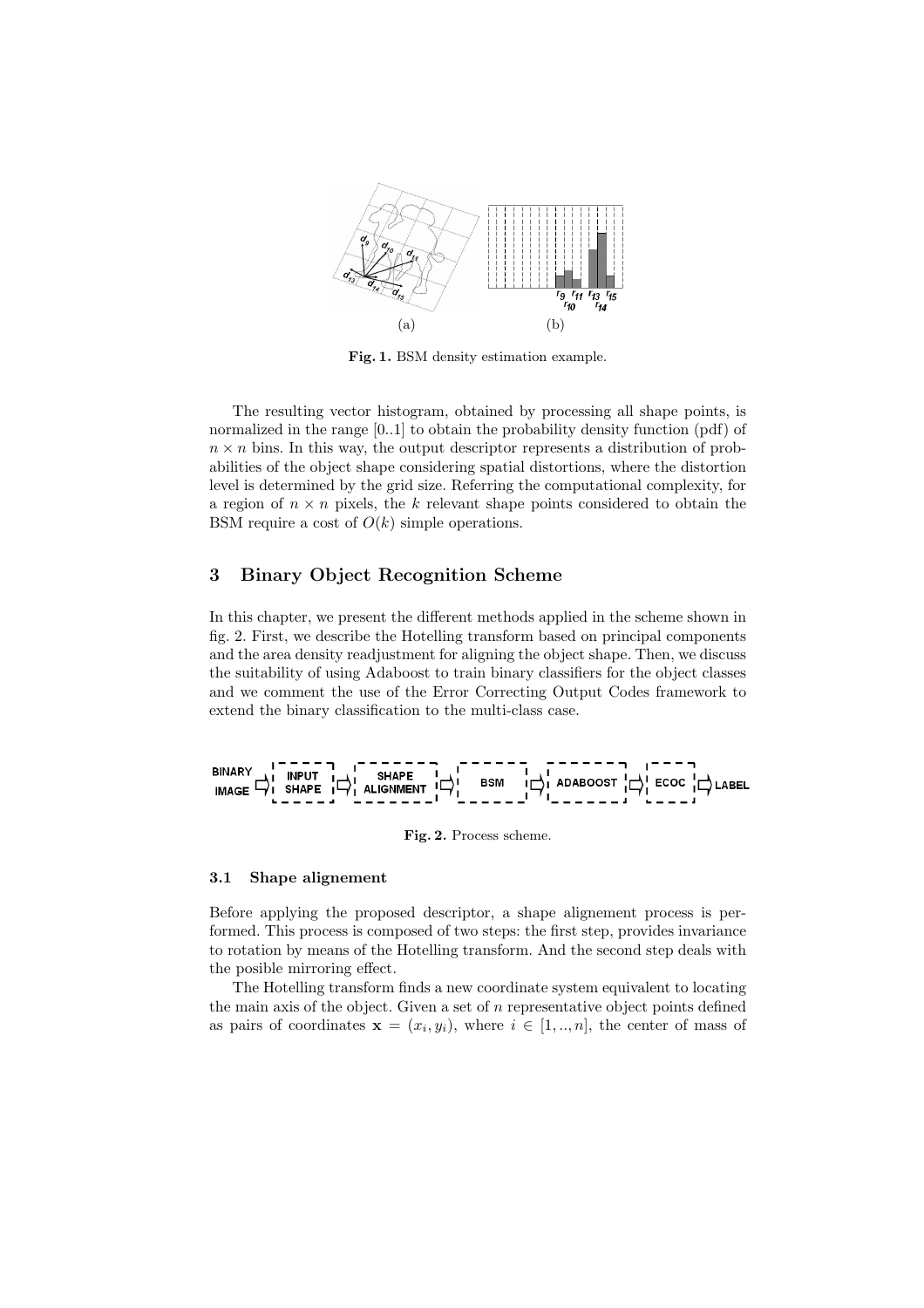Fig. 1. BSM density estimation example.

The resulting vector histogram, obtained by processing all shape points, is normalized in the range [0..1] to obtain the probability density function (pdf) of $n \times n$ bins. In this way, the output descriptor represents a distribution of probabilities of the object shape considering spatial distortions, where the distortion level is determined by the grid size. Referring the computational complexity, for a region of $n \times n$ pixels, the $k$ relevant shape points considered to obtain the BSM require a cost of $O(k)$ simple operations.

## 3 Binary Object Recognition Scheme

In this chapter, we present the different methods applied in the scheme shown in fig. 2. First, we describe the Hotelling transform based on principal components and the area density readjustment for aligning the object shape. Then, we discuss the suitability of using Adaboost to train binary classifiers for the object classes and we comment the use of the Error Correcting Output Codes framework to extend the binary classification to the multi-class case.

Fig. 2. Process scheme.

### 3.1 Shape alignement

Before applying the proposed descriptor, a shape alignement process is performed. This process is composed of two steps: the first step, provides invariance to rotation by means of the Hotelling transform. And the second step deals with the posible mirroring effect.

The Hotelling transform finds a new coordinate system equivalent to locating the main axis of the object. Given a set of $n$ representative object points defined as pairs of coordinates $\mathbf{x} = (x_i, y_i)$, where $i \in [1, .., n]$, the center of mass of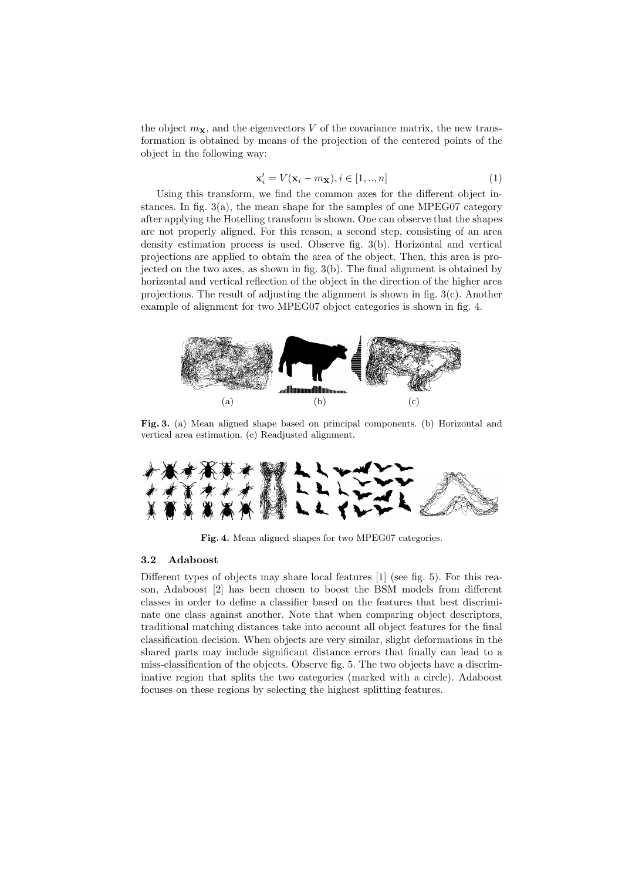the object $m_{\mathbf{X}}$, and the eigenvectors $V$ of the covariance matrix, the new transformation is obtained by means of the projection of the centered points of the object in the following way:

$$\mathbf{x}'_i = V(\mathbf{x}_i - m_{\mathbf{X}}), i \in [1, .., n] \tag{1}$$

Using this transform, we find the common axes for the different object instances. In fig. 3(a), the mean shape for the samples of one MPEG07 category after applying the Hotelling transform is shown. One can observe that the shapes are not properly aligned. For this reason, a second step, consisting of an area density estimation process is used. Observe fig. 3(b). Horizontal and vertical projections are applied to obtain the area of the object. Then, this area is projected on the two axes, as shown in fig. 3(b). The final alignment is obtained by horizontal and vertical reflection of the object in the direction of the higher area projections. The result of adjusting the alignment is shown in fig. 3(c). Another example of alignment for two MPEG07 object categories is shown in fig. 4.

**Fig. 3.** (a) Mean aligned shape based on principal components. (b) Horizontal and vertical area estimation. (c) Readjusted alignment.

**Fig. 4.** Mean aligned shapes for two MPEG07 categories.

### 3.2 Adaboost

Different types of objects may share local features [1] (see fig. 5). For this reason, Adaboost [2] has been chosen to boost the BSM models from different classes in order to define a classifier based on the features that best discriminate one class against another. Note that when comparing object descriptors, traditional matching distances take into account all object features for the final classification decision. When objects are very similar, slight deformations in the shared parts may include significant distance errors that finally can lead to a miss-classification of the objects. Observe fig. 5. The two objects have a discriminative region that splits the two categories (marked with a circle). Adaboost focuses on these regions by selecting the highest splitting features.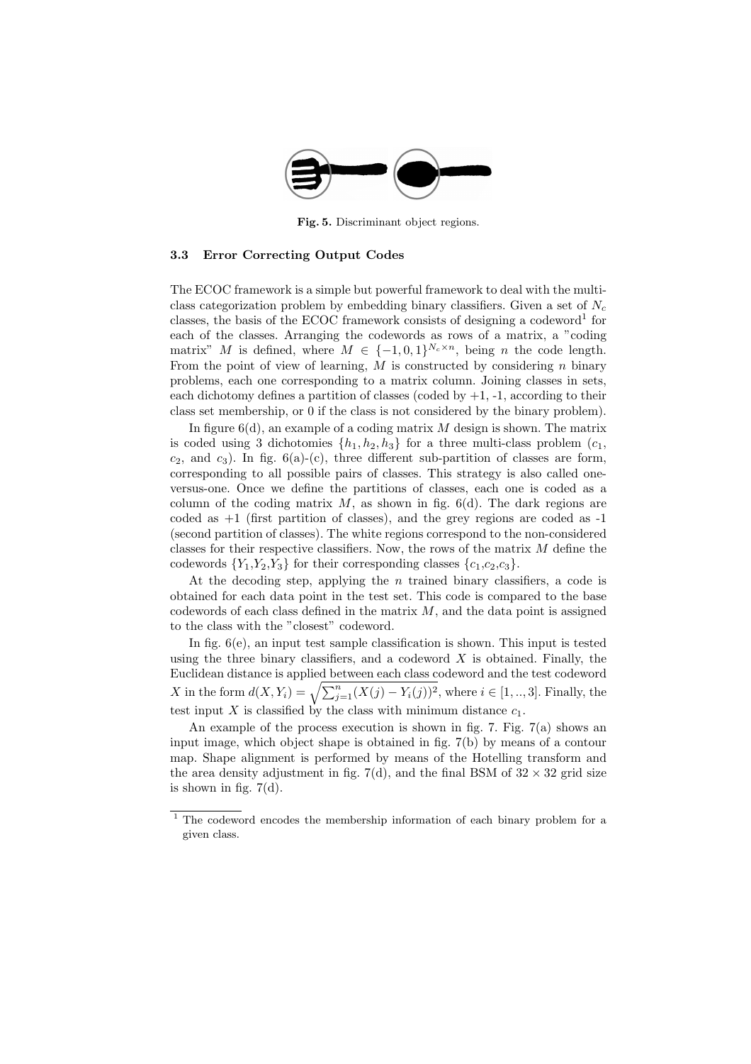Fig. 5. Discriminant object regions.

### 3.3 Error Correcting Output Codes

The ECOC framework is a simple but powerful framework to deal with the multi-class categorization problem by embedding binary classifiers. Given a set of $N_c$ classes, the basis of the ECOC framework consists of designing a codeword[1] for each of the classes. Arranging the codewords as rows of a matrix, a "coding matrix" $M$ is defined, where $M \in \{-1, 0, 1\}^{N_c \times n}$, being $n$ the code length. From the point of view of learning, $M$ is constructed by considering $n$ binary problems, each one corresponding to a matrix column. Joining classes in sets, each dichotomy defines a partition of classes (coded by +1, -1, according to their class set membership, or 0 if the class is not considered by the binary problem).

In figure 6(d), an example of a coding matrix $M$ design is shown. The matrix is coded using 3 dichotomies $\{h_1, h_2, h_3\}$ for a three multi-class problem ($c_1$, $c_2$, and $c_3$). In fig. 6(a)-(c), three different sub-partition of classes are form, corresponding to all possible pairs of classes. This strategy is also called one-versus-one. Once we define the partitions of classes, each one is coded as a column of the coding matrix $M$, as shown in fig. 6(d). The dark regions are coded as +1 (first partition of classes), and the grey regions are coded as -1 (second partition of classes). The white regions correspond to the non-considered classes for their respective classifiers. Now, the rows of the matrix $M$ define the codewords $\{Y_1,Y_2,Y_3\}$ for their corresponding classes $\{c_1,c_2,c_3\}$.

At the decoding step, applying the $n$ trained binary classifiers, a code is obtained for each data point in the test set. This code is compared to the base codewords of each class defined in the matrix $M$, and the data point is assigned to the class with the "closest" codeword.

In fig. 6(e), an input test sample classification is shown. This input is tested using the three binary classifiers, and a codeword $X$ is obtained. Finally, the Euclidean distance is applied between each class codeword and the test codeword $X$ in the form $d(X, Y_i) = \sqrt{\sum_{j=1}^{n}(X(j) - Y_i(j))^2}$, where $i \in [1, .., 3]$. Finally, the test input $X$ is classified by the class with minimum distance $c_1$.

An example of the process execution is shown in fig. 7. Fig. 7(a) shows an input image, which object shape is obtained in fig. 7(b) by means of a contour map. Shape alignment is performed by means of the Hotelling transform and the area density adjustment in fig. 7(d), and the final BSM of $32 \times 32$ grid size is shown in fig. 7(d).

[1] The codeword encodes the membership information of each binary problem for a given class.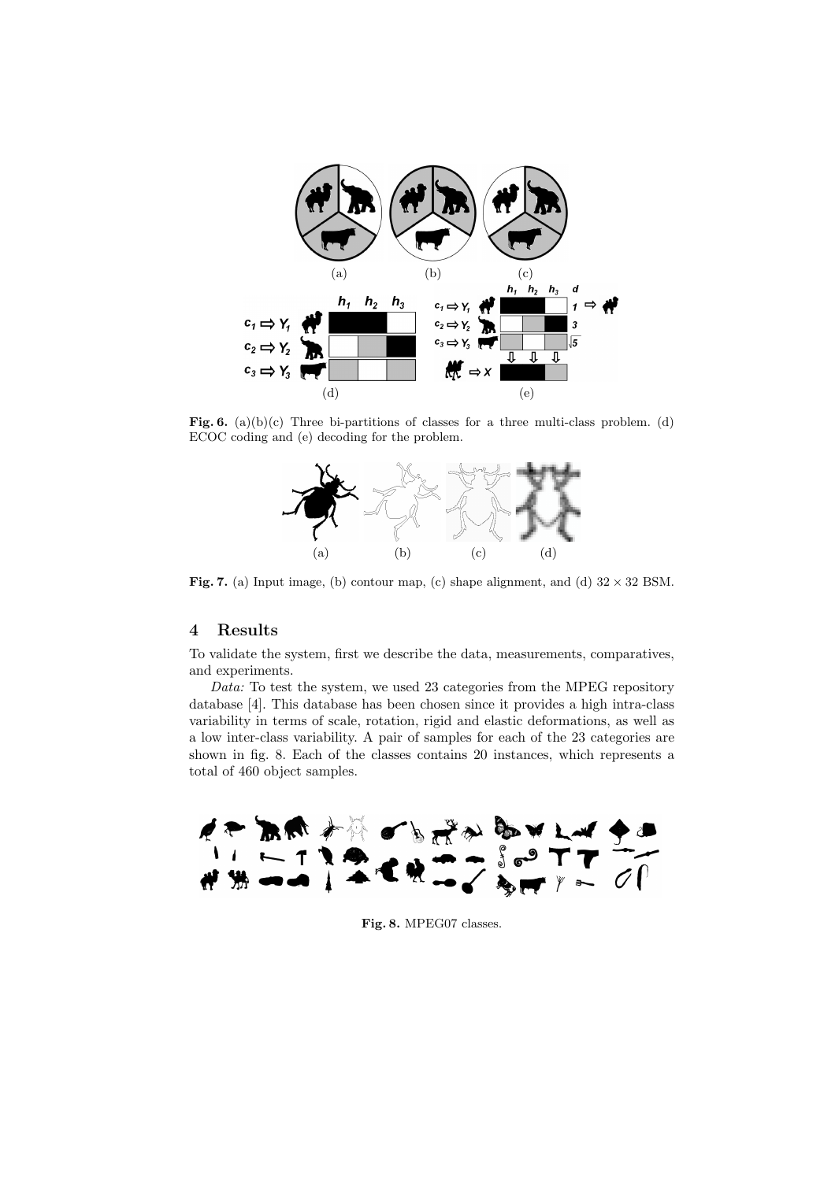**Fig. 6.** (a)(b)(c) Three bi-partitions of classes for a three multi-class problem. (d) ECOC coding and (e) decoding for the problem.

**Fig. 7.** (a) Input image, (b) contour map, (c) shape alignment, and (d) $32 \times 32$ BSM.

## 4 Results

To validate the system, first we describe the data, measurements, comparatives, and experiments.

*Data:* To test the system, we used 23 categories from the MPEG repository database [4]. This database has been chosen since it provides a high intra-class variability in terms of scale, rotation, rigid and elastic deformations, as well as a low inter-class variability. A pair of samples for each of the 23 categories are shown in fig. 8. Each of the classes contains 20 instances, which represents a total of 460 object samples.

**Fig. 8.** MPEG07 classes.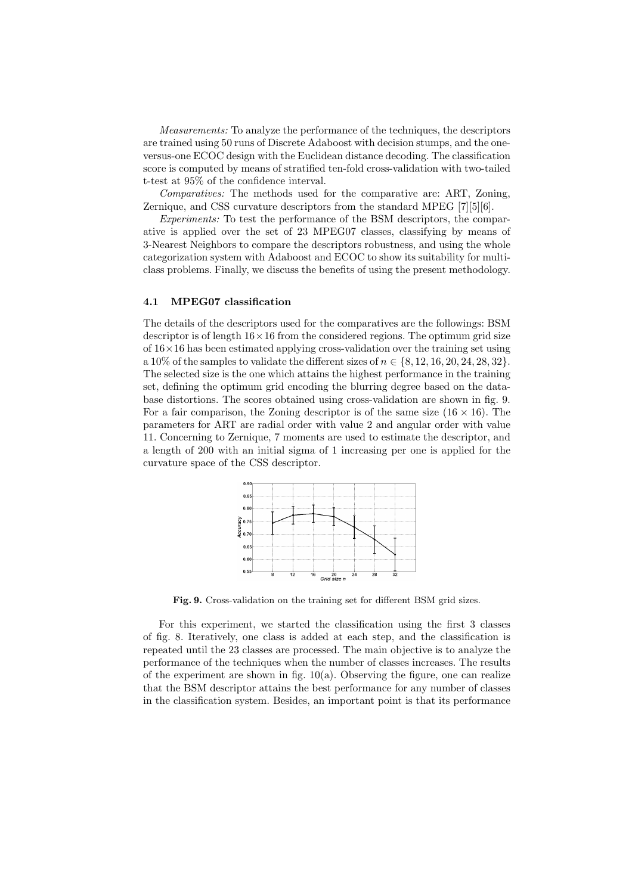*Measurements:* To analyze the performance of the techniques, the descriptors are trained using 50 runs of Discrete Adaboost with decision stumps, and the one-versus-one ECOC design with the Euclidean distance decoding. The classification score is computed by means of stratified ten-fold cross-validation with two-tailed t-test at 95% of the confidence interval.

*Comparatives:* The methods used for the comparative are: ART, Zoning, Zernique, and CSS curvature descriptors from the standard MPEG [7][5][6].

*Experiments:* To test the performance of the BSM descriptors, the comparative is applied over the set of 23 MPEG07 classes, classifying by means of 3-Nearest Neighbors to compare the descriptors robustness, and using the whole categorization system with Adaboost and ECOC to show its suitability for multi-class problems. Finally, we discuss the benefits of using the present methodology.

### 4.1 MPEG07 classification

The details of the descriptors used for the comparatives are the followings: BSM descriptor is of length $16 \times 16$ from the considered regions. The optimum grid size of $16 \times 16$ has been estimated applying cross-validation over the training set using a 10% of the samples to validate the different sizes of $n \in \{8, 12, 16, 20, 24, 28, 32\}$. The selected size is the one which attains the highest performance in the training set, defining the optimum grid encoding the blurring degree based on the database distortions. The scores obtained using cross-validation are shown in fig. 9. For a fair comparison, the Zoning descriptor is of the same size ($16 \times 16$). The parameters for ART are radial order with value 2 and angular order with value 11. Concerning to Zernique, 7 moments are used to estimate the descriptor, and a length of 200 with an initial sigma of 1 increasing per one is applied for the curvature space of the CSS descriptor.

**Fig. 9.** Cross-validation on the training set for different BSM grid sizes.

For this experiment, we started the classification using the first 3 classes of fig. 8. Iteratively, one class is added at each step, and the classification is repeated until the 23 classes are processed. The main objective is to analyze the performance of the techniques when the number of classes increases. The results of the experiment are shown in fig. 10(a). Observing the figure, one can realize that the BSM descriptor attains the best performance for any number of classes in the classification system. Besides, an important point is that its performance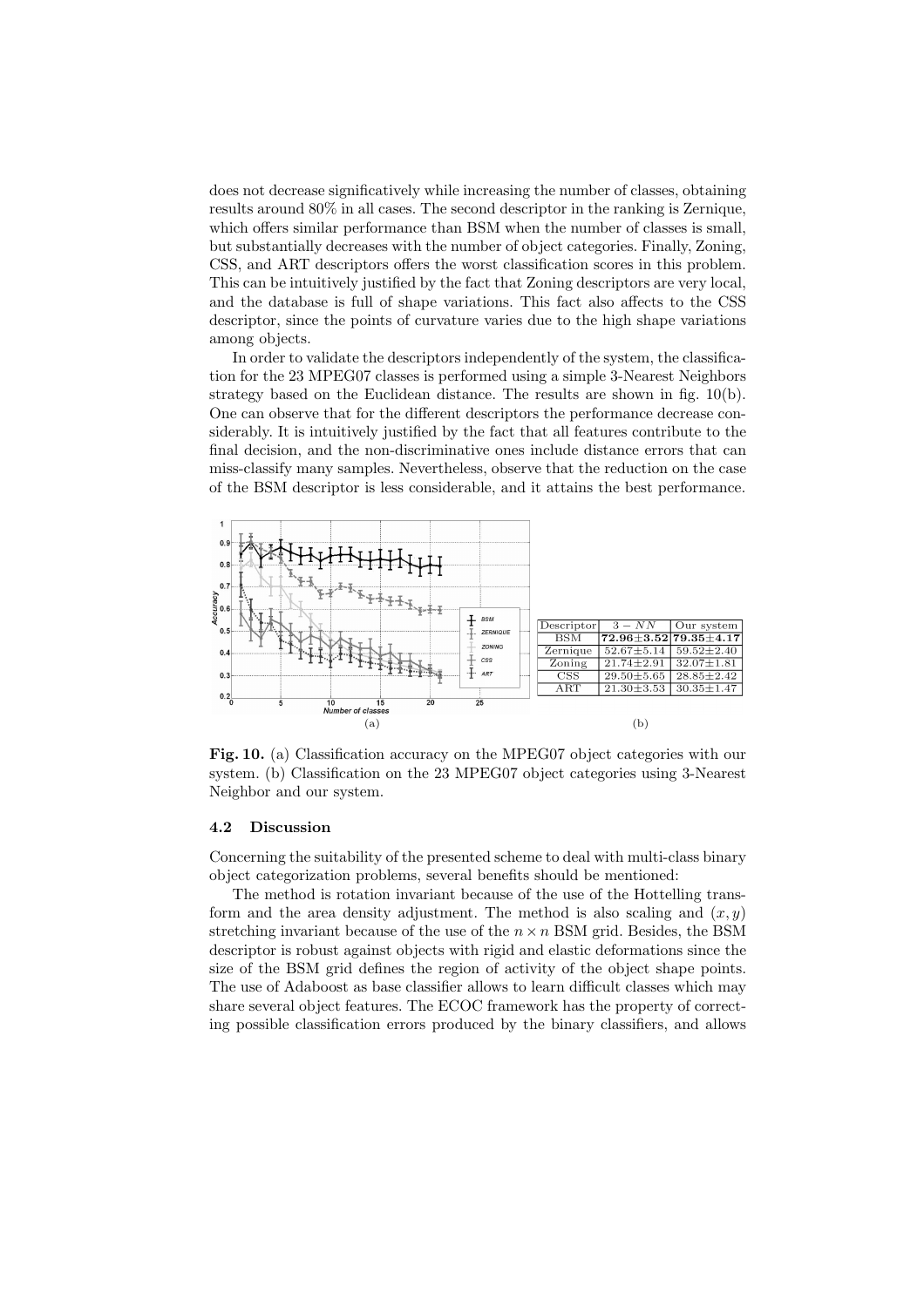does not decrease significatively while increasing the number of classes, obtaining results around 80% in all cases. The second descriptor in the ranking is Zernique, which offers similar performance than BSM when the number of classes is small, but substantially decreases with the number of object categories. Finally, Zoning, CSS, and ART descriptors offers the worst classification scores in this problem. This can be intuitively justified by the fact that Zoning descriptors are very local, and the database is full of shape variations. This fact also affects to the CSS descriptor, since the points of curvature varies due to the high shape variations among objects.

In order to validate the descriptors independently of the system, the classification for the 23 MPEG07 classes is performed using a simple 3-Nearest Neighbors strategy based on the Euclidean distance. The results are shown in fig. 10(b). One can observe that for the different descriptors the performance decrease considerably. It is intuitively justified by the fact that all features contribute to the final decision, and the non-discriminative ones include distance errors that can miss-classify many samples. Nevertheless, observe that the reduction on the case of the BSM descriptor is less considerable, and it attains the best performance.

(a)

| Descriptor | $3-NN$ | Our system |
|---|---|---|
| BSM | **72.96±3.52** | **79.35±4.17** |
| Zernique | 52.67±5.14 | 59.52±2.40 |
| Zoning | 21.74±2.91 | 32.07±1.81 |
| CSS | 29.50±5.65 | 28.85±2.42 |
| ART | 21.30±3.53 | 30.35±1.47 |

(b)

**Fig. 10.** (a) Classification accuracy on the MPEG07 object categories with our system. (b) Classification on the 23 MPEG07 object categories using 3-Nearest Neighbor and our system.

### 4.2 Discussion

Concerning the suitability of the presented scheme to deal with multi-class binary object categorization problems, several benefits should be mentioned:

The method is rotation invariant because of the use of the Hottelling transform and the area density adjustment. The method is also scaling and $(x, y)$ stretching invariant because of the use of the $n \times n$ BSM grid. Besides, the BSM descriptor is robust against objects with rigid and elastic deformations since the size of the BSM grid defines the region of activity of the object shape points. The use of Adaboost as base classifier allows to learn difficult classes which may share several object features. The ECOC framework has the property of correcting possible classification errors produced by the binary classifiers, and allows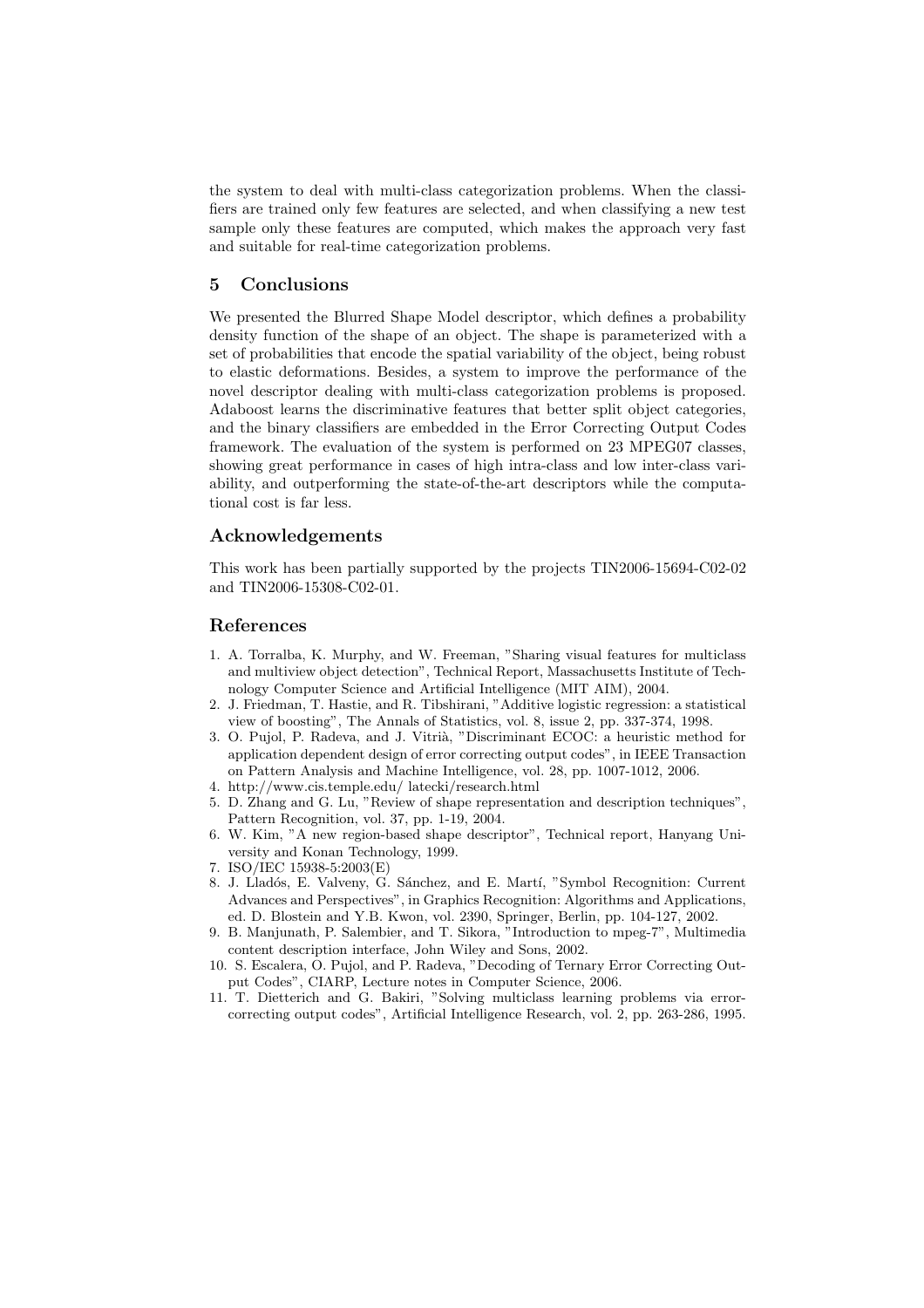the system to deal with multi-class categorization problems. When the classifiers are trained only few features are selected, and when classifying a new test sample only these features are computed, which makes the approach very fast and suitable for real-time categorization problems.

## 5 Conclusions

We presented the Blurred Shape Model descriptor, which defines a probability density function of the shape of an object. The shape is parameterized with a set of probabilities that encode the spatial variability of the object, being robust to elastic deformations. Besides, a system to improve the performance of the novel descriptor dealing with multi-class categorization problems is proposed. Adaboost learns the discriminative features that better split object categories, and the binary classifiers are embedded in the Error Correcting Output Codes framework. The evaluation of the system is performed on 23 MPEG07 classes, showing great performance in cases of high intra-class and low inter-class variability, and outperforming the state-of-the-art descriptors while the computational cost is far less.

## Acknowledgements

This work has been partially supported by the projects TIN2006-15694-C02-02 and TIN2006-15308-C02-01.

## References

1. A. Torralba, K. Murphy, and W. Freeman, "Sharing visual features for multiclass and multiview object detection", Technical Report, Massachusetts Institute of Technology Computer Science and Artificial Intelligence (MIT AIM), 2004.
2. J. Friedman, T. Hastie, and R. Tibshirani, "Additive logistic regression: a statistical view of boosting", The Annals of Statistics, vol. 8, issue 2, pp. 337-374, 1998.
3. O. Pujol, P. Radeva, and J. Vitrià, "Discriminant ECOC: a heuristic method for application dependent design of error correcting output codes", in IEEE Transaction on Pattern Analysis and Machine Intelligence, vol. 28, pp. 1007-1012, 2006.
4. http://www.cis.temple.edu/ latecki/research.html
5. D. Zhang and G. Lu, "Review of shape representation and description techniques", Pattern Recognition, vol. 37, pp. 1-19, 2004.
6. W. Kim, "A new region-based shape descriptor", Technical report, Hanyang University and Konan Technology, 1999.
7. ISO/IEC 15938-5:2003(E)
8. J. Lladós, E. Valveny, G. Sánchez, and E. Martí, "Symbol Recognition: Current Advances and Perspectives", in Graphics Recognition: Algorithms and Applications, ed. D. Blostein and Y.B. Kwon, vol. 2390, Springer, Berlin, pp. 104-127, 2002.
9. B. Manjunath, P. Salembier, and T. Sikora, "Introduction to mpeg-7", Multimedia content description interface, John Wiley and Sons, 2002.
10. S. Escalera, O. Pujol, and P. Radeva, "Decoding of Ternary Error Correcting Output Codes", CIARP, Lecture notes in Computer Science, 2006.
11. T. Dietterich and G. Bakiri, "Solving multiclass learning problems via error-correcting output codes", Artificial Intelligence Research, vol. 2, pp. 263-286, 1995.